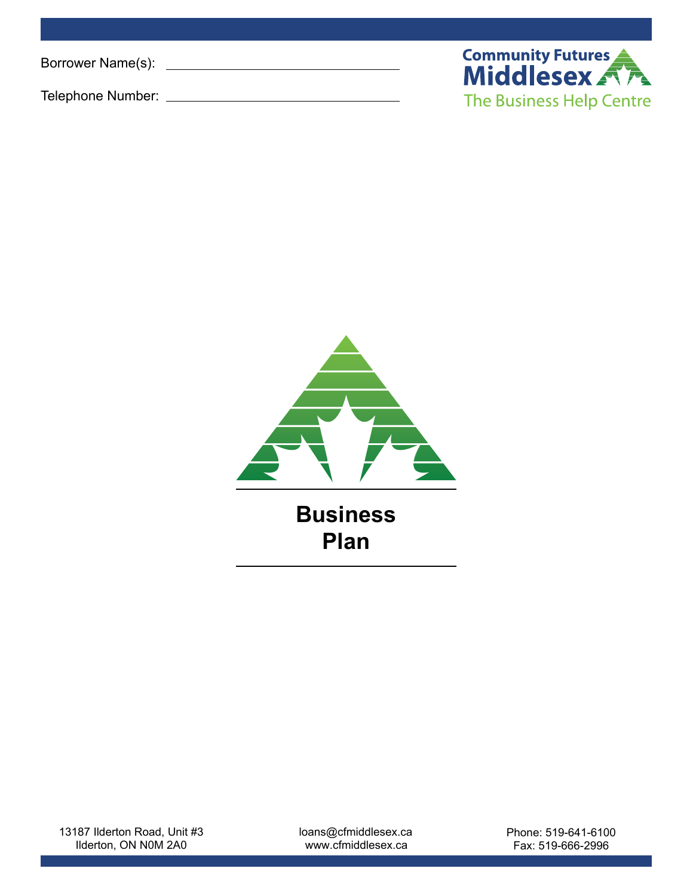Borrower Name(s): ______________________

Telephone Number: ______________________

Community Futures Middlesex

The Business Help Centre

# Business Plan

13187 Ilderton Road, Unit #3
Ilderton, ON N0M 2A0

loans@cfmiddlesex.ca
www.cfmiddlesex.ca

Phone: 519-641-6100
Fax: 519-666-2996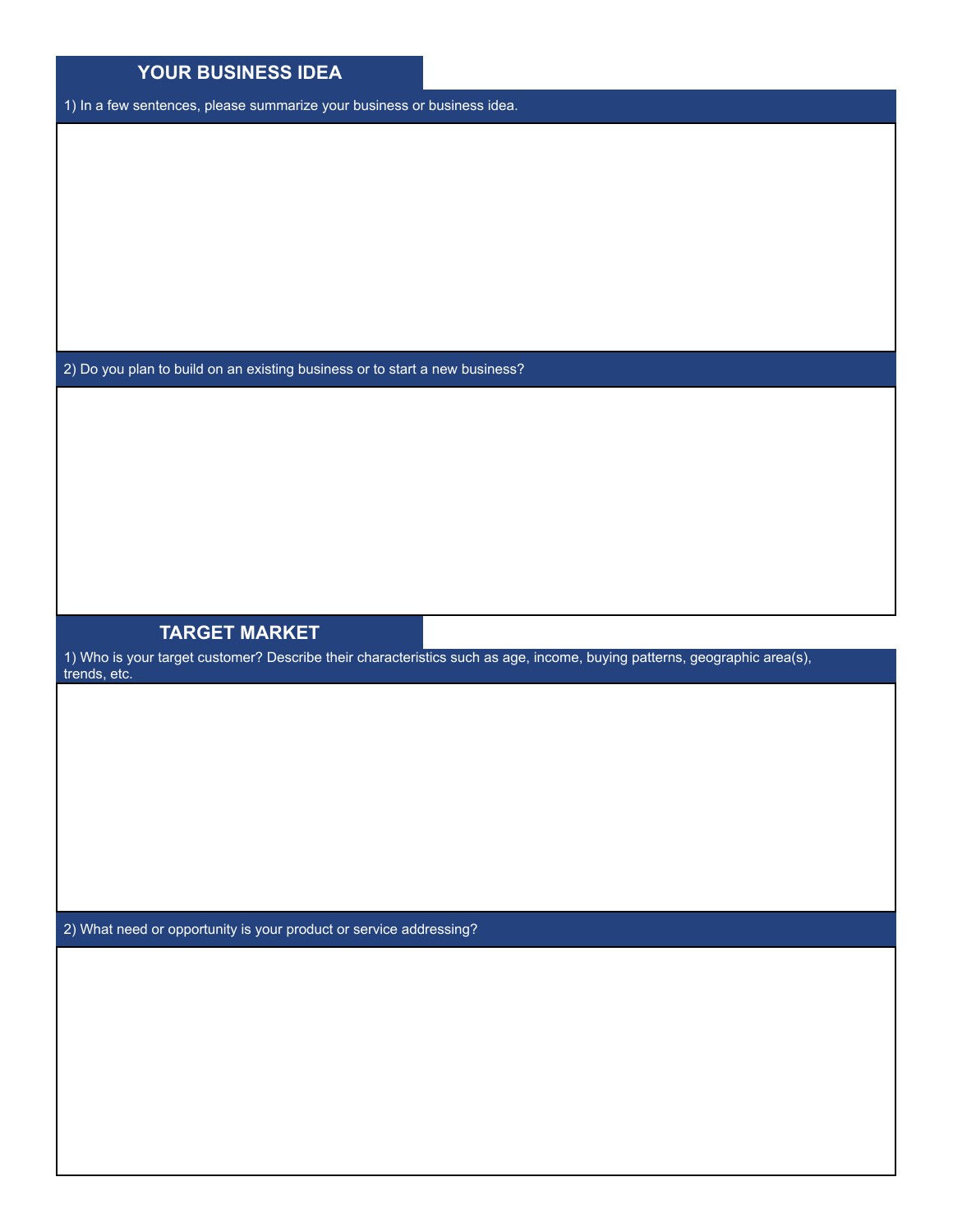## YOUR BUSINESS IDEA

1) In a few sentences, please summarize your business or business idea.

2) Do you plan to build on an existing business or to start a new business?

## TARGET MARKET

1) Who is your target customer? Describe their characteristics such as age, income, buying patterns, geographic area(s), trends, etc.

2) What need or opportunity is your product or service addressing?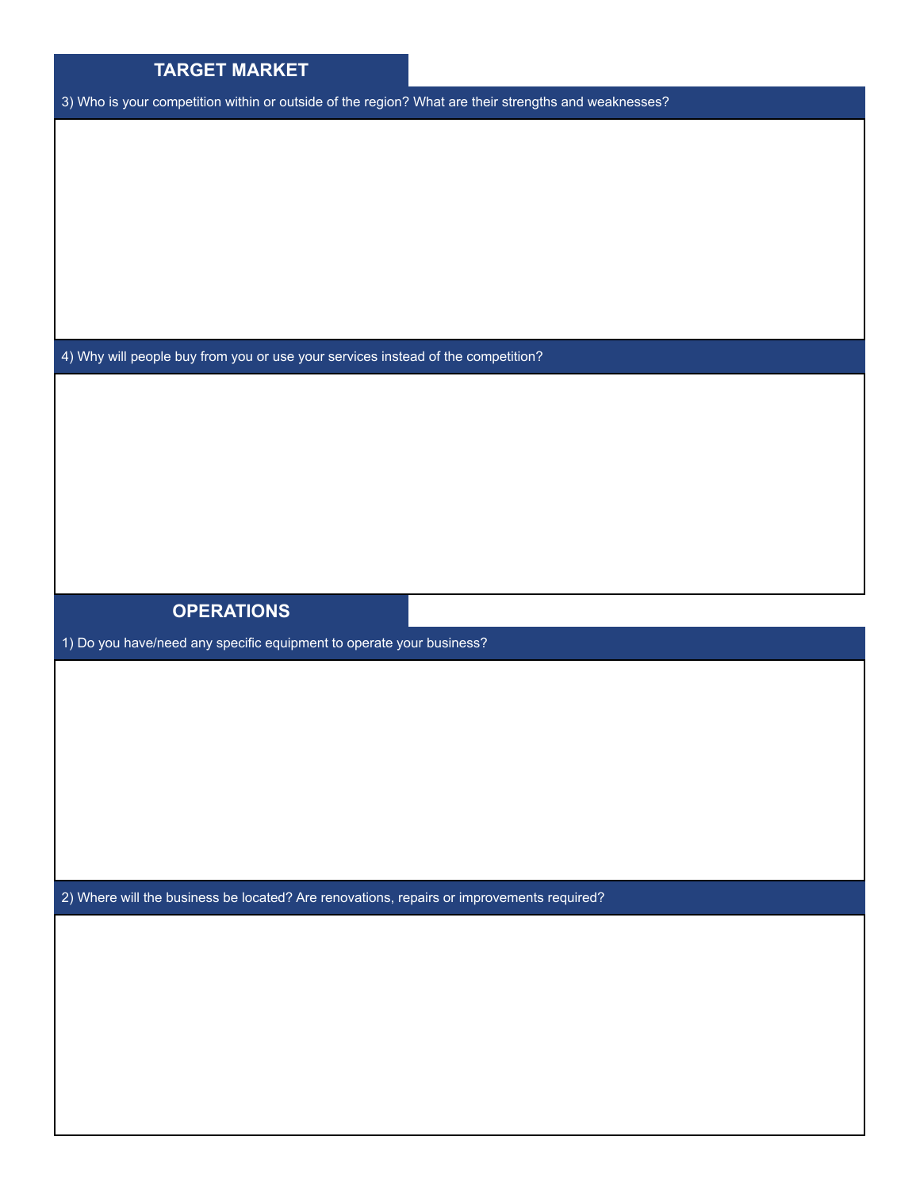## TARGET MARKET

3) Who is your competition within or outside of the region? What are their strengths and weaknesses?

4) Why will people buy from you or use your services instead of the competition?

## OPERATIONS

1) Do you have/need any specific equipment to operate your business?

2) Where will the business be located? Are renovations, repairs or improvements required?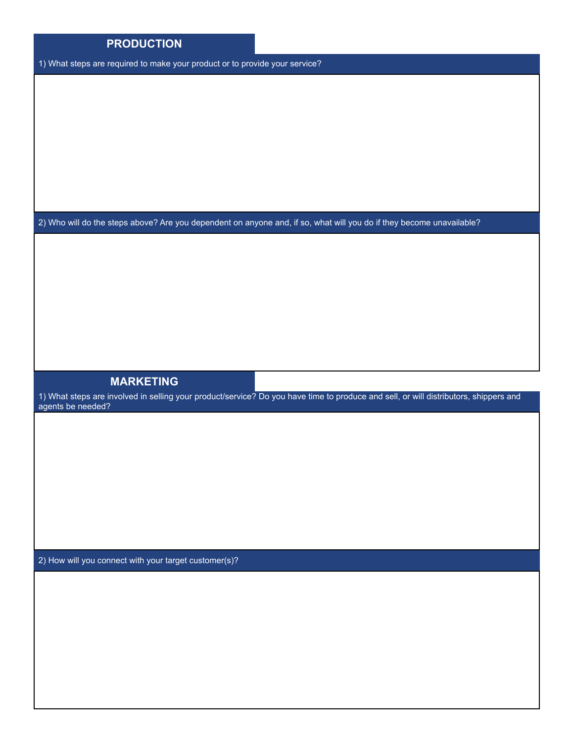## PRODUCTION

1) What steps are required to make your product or to provide your service?

2) Who will do the steps above? Are you dependent on anyone and, if so, what will you do if they become unavailable?

## MARKETING

1) What steps are involved in selling your product/service? Do you have time to produce and sell, or will distributors, shippers and agents be needed?

2) How will you connect with your target customer(s)?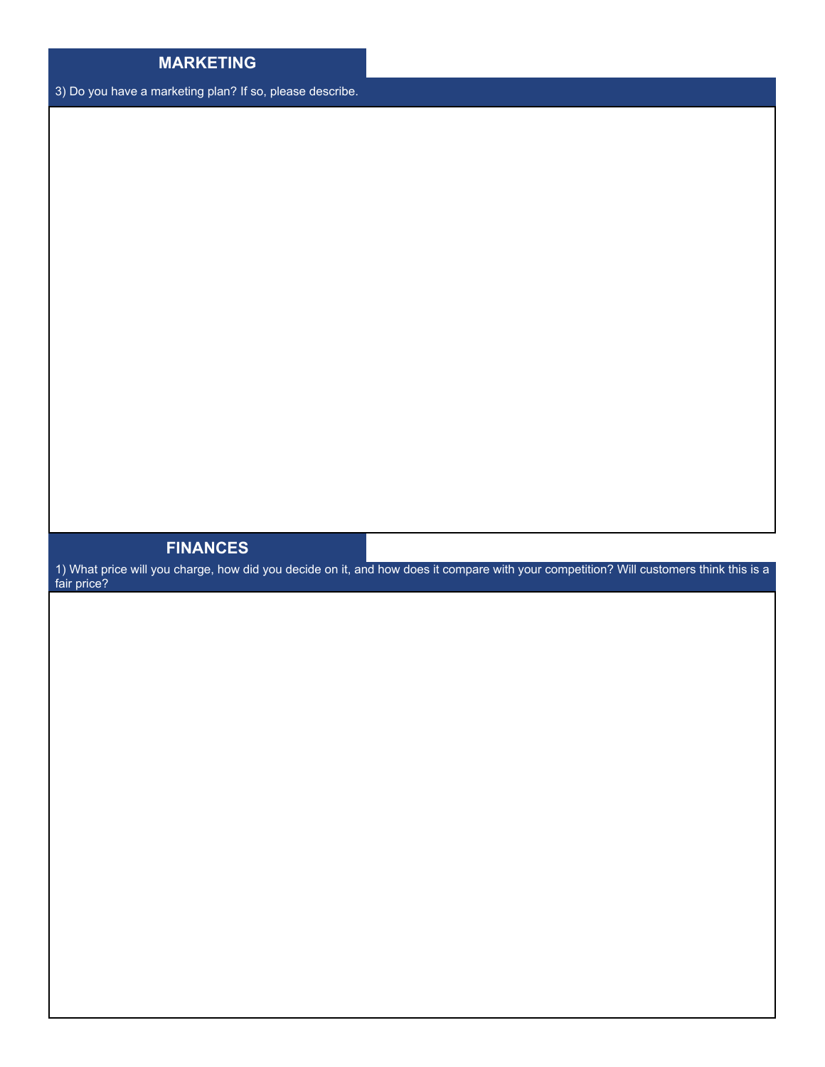## MARKETING

3) Do you have a marketing plan? If so, please describe.

## FINANCES

1) What price will you charge, how did you decide on it, and how does it compare with your competition? Will customers think this is a fair price?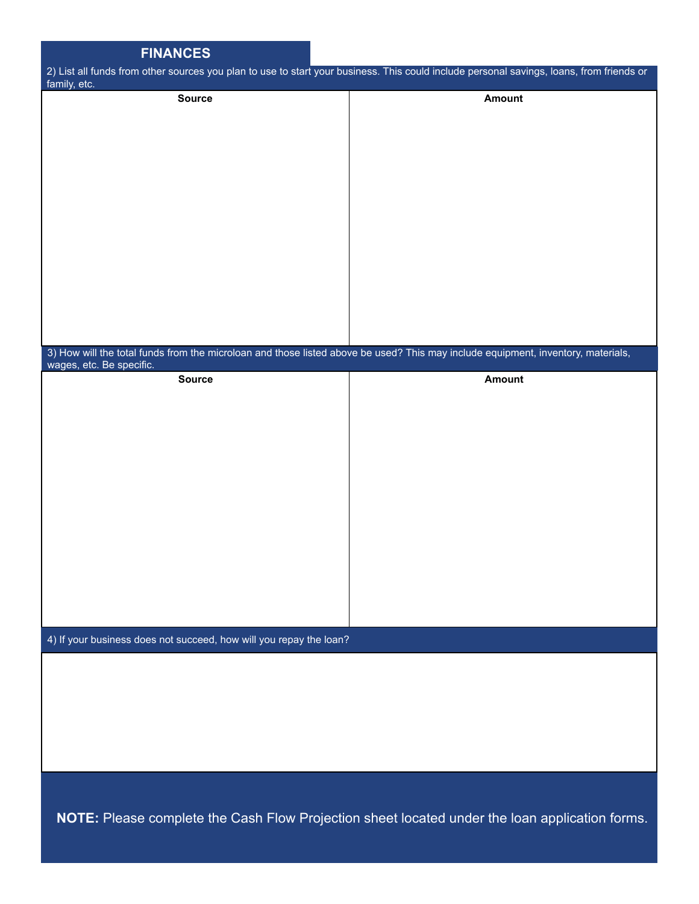## FINANCES

2) List all funds from other sources you plan to use to start your business. This could include personal savings, loans, from friends or family, etc.

| Source | Amount |
| --- | --- |
| | |

3) How will the total funds from the microloan and those listed above be used? This may include equipment, inventory, materials, wages, etc. Be specific.

| Source | Amount |
| --- | --- |
| | |

4) If your business does not succeed, how will you repay the loan?

**NOTE:** Please complete the Cash Flow Projection sheet located under the loan application forms.